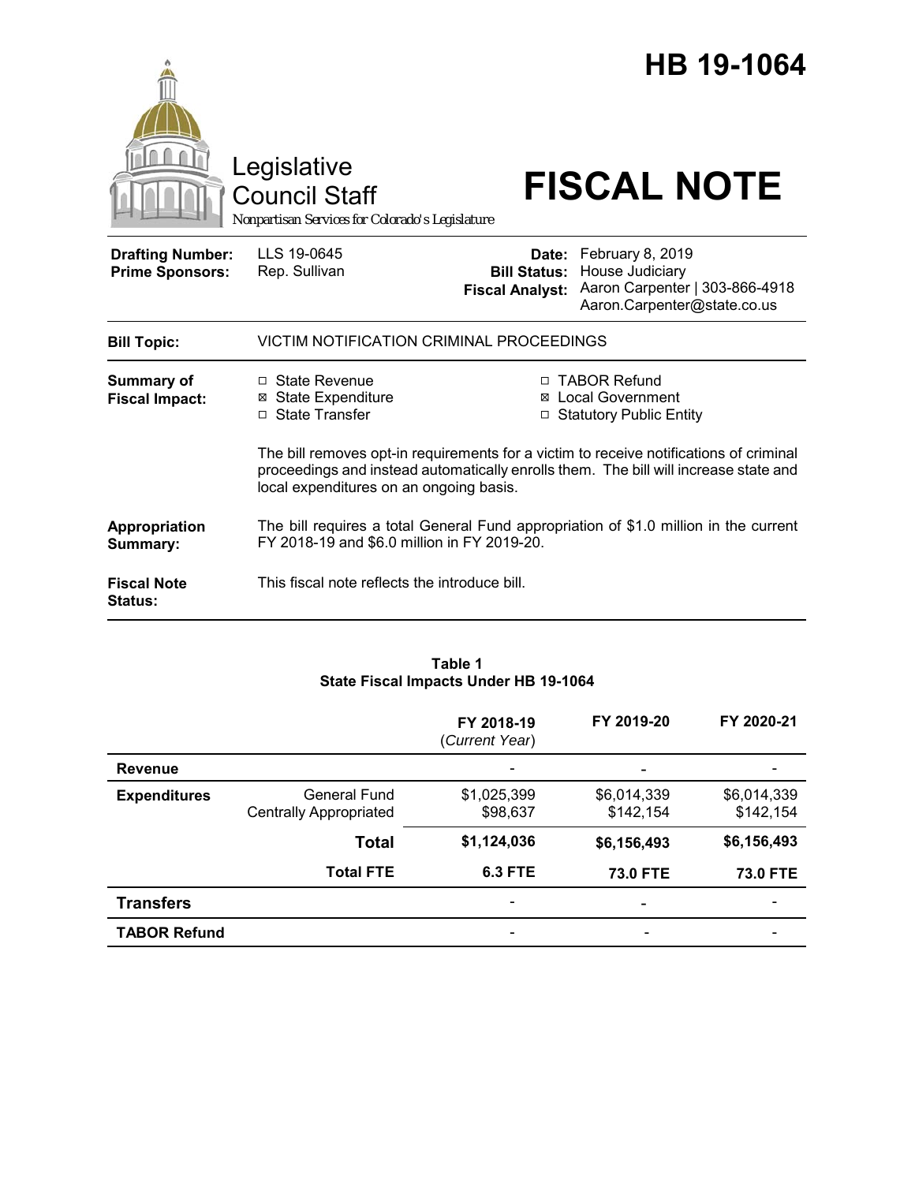# HB 19-1064

Legislative Council Staff
*Nonpartisan Services for Colorado's Legislature*

# FISCAL NOTE

| | | | |
|---|---|---|---|
| **Drafting Number:** | LLS 19-0645 | **Date:** | February 8, 2019 |
| **Prime Sponsors:** | Rep. Sullivan | **Bill Status:** | House Judiciary |
| | | **Fiscal Analyst:** | Aaron Carpenter \| 303-866-4918 Aaron.Carpenter@state.co.us |

**Bill Topic:** VICTIM NOTIFICATION CRIMINAL PROCEEDINGS

**Summary of Fiscal Impact:**

- ☐ State Revenue
- ☒ State Expenditure
- ☐ State Transfer
- ☐ TABOR Refund
- ☒ Local Government
- ☐ Statutory Public Entity

The bill removes opt-in requirements for a victim to receive notifications of criminal proceedings and instead automatically enrolls them. The bill will increase state and local expenditures on an ongoing basis.

**Appropriation Summary:** The bill requires a total General Fund appropriation of $1.0 million in the current FY 2018-19 and $6.0 million in FY 2019-20.

**Fiscal Note Status:** This fiscal note reflects the introduce bill.

**Table 1**
**State Fiscal Impacts Under HB 19-1064**

| | | FY 2018-19 (*Current Year*) | FY 2019-20 | FY 2020-21 |
|---|---|---|---|---|
| **Revenue** | | - | - | - |
| **Expenditures** | General Fund | $1,025,399 | $6,014,339 | $6,014,339 |
| | Centrally Appropriated | $98,637 | $142,154 | $142,154 |
| | **Total** | **$1,124,036** | **$6,156,493** | **$6,156,493** |
| | **Total FTE** | **6.3 FTE** | **73.0 FTE** | **73.0 FTE** |
| **Transfers** | | - | - | - |
| **TABOR Refund** | | - | - | - |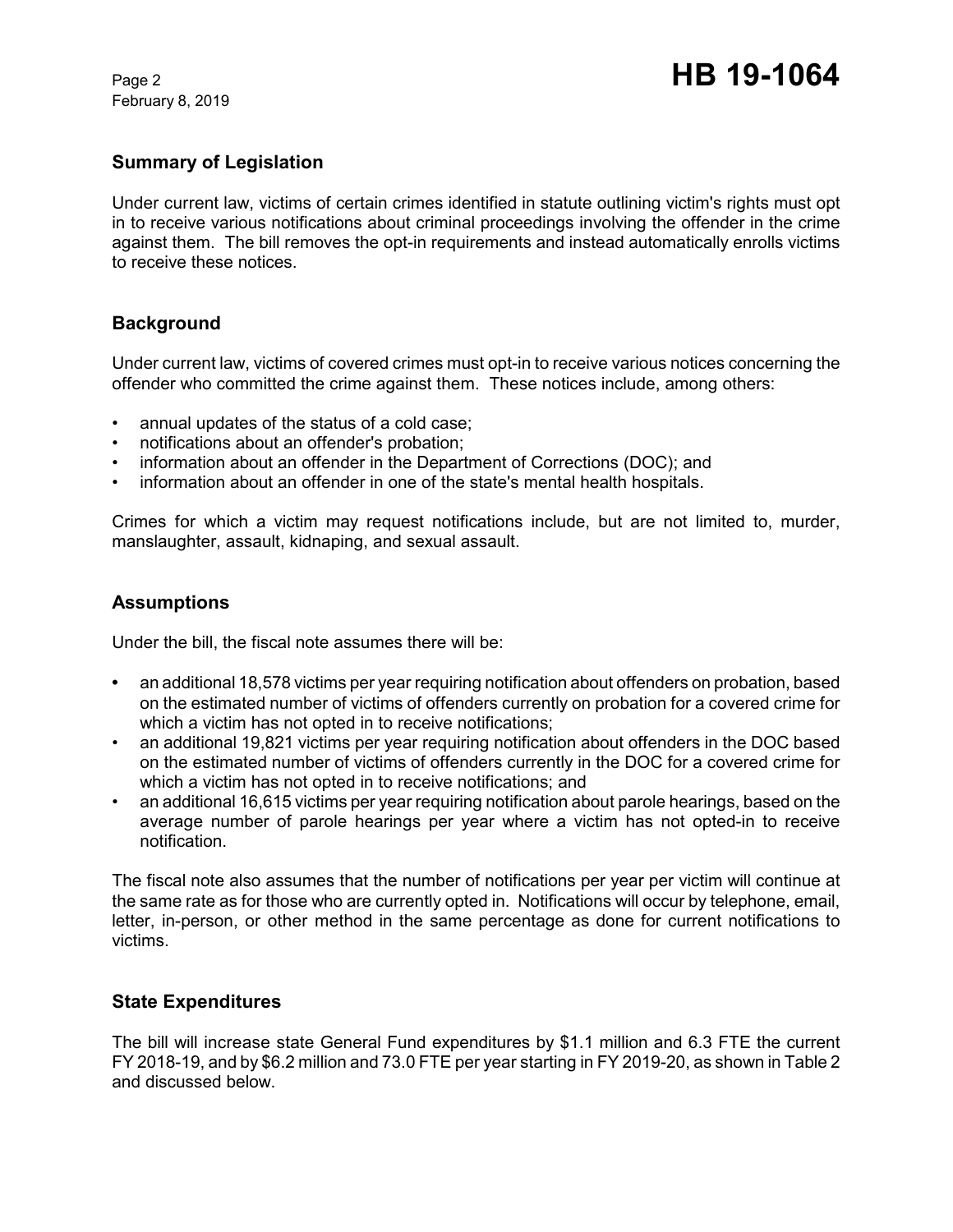## Summary of Legislation

Under current law, victims of certain crimes identified in statute outlining victim's rights must opt in to receive various notifications about criminal proceedings involving the offender in the crime against them. The bill removes the opt-in requirements and instead automatically enrolls victims to receive these notices.

## Background

Under current law, victims of covered crimes must opt-in to receive various notices concerning the offender who committed the crime against them. These notices include, among others:

- annual updates of the status of a cold case;
- notifications about an offender's probation;
- information about an offender in the Department of Corrections (DOC); and
- information about an offender in one of the state's mental health hospitals.

Crimes for which a victim may request notifications include, but are not limited to, murder, manslaughter, assault, kidnaping, and sexual assault.

## Assumptions

Under the bill, the fiscal note assumes there will be:

- an additional 18,578 victims per year requiring notification about offenders on probation, based on the estimated number of victims of offenders currently on probation for a covered crime for which a victim has not opted in to receive notifications;
- an additional 19,821 victims per year requiring notification about offenders in the DOC based on the estimated number of victims of offenders currently in the DOC for a covered crime for which a victim has not opted in to receive notifications; and
- an additional 16,615 victims per year requiring notification about parole hearings, based on the average number of parole hearings per year where a victim has not opted-in to receive notification.

The fiscal note also assumes that the number of notifications per year per victim will continue at the same rate as for those who are currently opted in. Notifications will occur by telephone, email, letter, in-person, or other method in the same percentage as done for current notifications to victims.

## State Expenditures

The bill will increase state General Fund expenditures by $1.1 million and 6.3 FTE the current FY 2018-19, and by $6.2 million and 73.0 FTE per year starting in FY 2019-20, as shown in Table 2 and discussed below.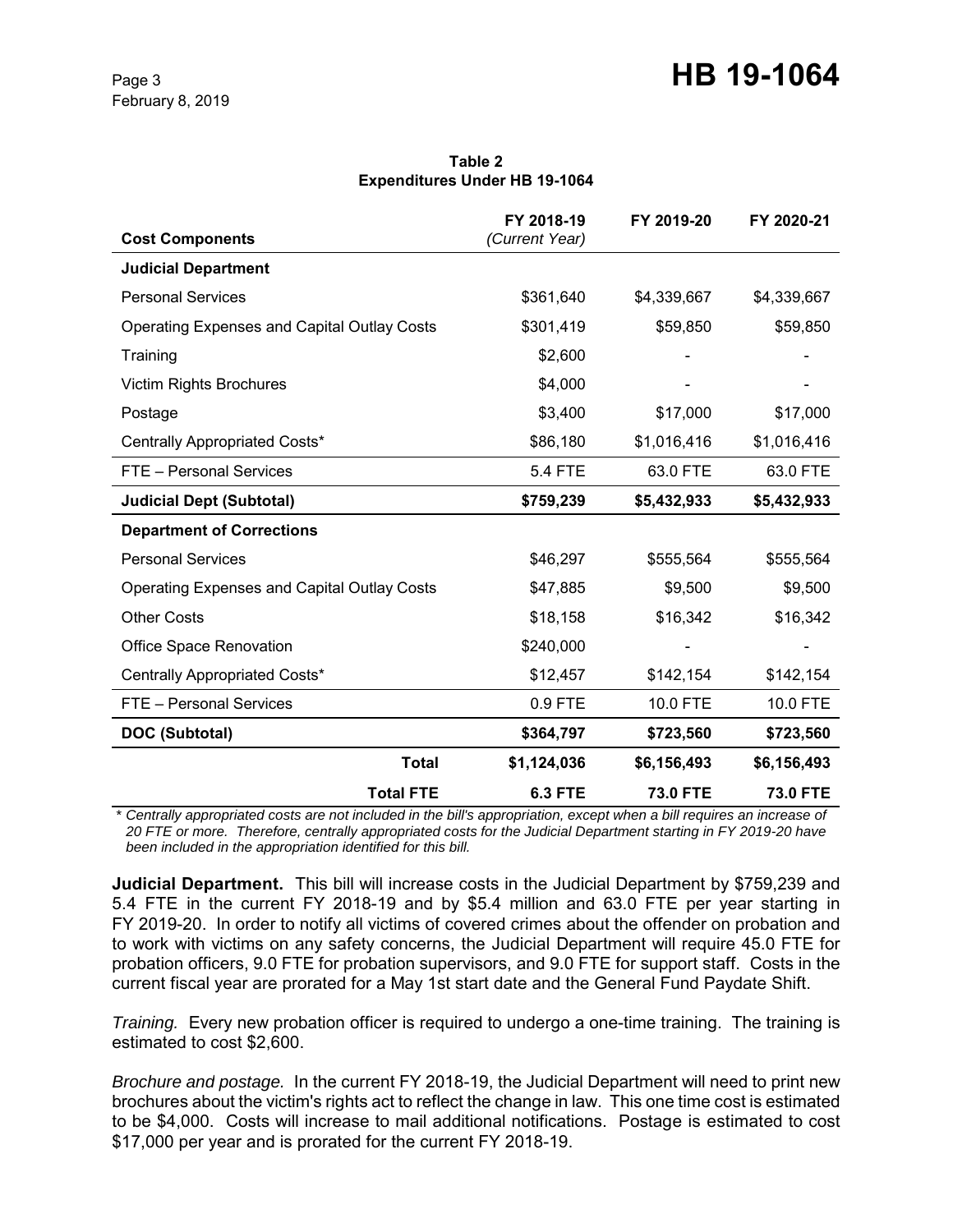**Table 2**
**Expenditures Under HB 19-1064**

| Cost Components | FY 2018-19 *(Current Year)* | FY 2019-20 | FY 2020-21 |
|---|---|---|---|
| **Judicial Department** | | | |
| Personal Services | $361,640 | $4,339,667 | $4,339,667 |
| Operating Expenses and Capital Outlay Costs | $301,419 | $59,850 | $59,850 |
| Training | $2,600 | - | - |
| Victim Rights Brochures | $4,000 | - | - |
| Postage | $3,400 | $17,000 | $17,000 |
| Centrally Appropriated Costs* | $86,180 | $1,016,416 | $1,016,416 |
| FTE – Personal Services | 5.4 FTE | 63.0 FTE | 63.0 FTE |
| **Judicial Dept (Subtotal)** | **$759,239** | **$5,432,933** | **$5,432,933** |
| **Department of Corrections** | | | |
| Personal Services | $46,297 | $555,564 | $555,564 |
| Operating Expenses and Capital Outlay Costs | $47,885 | $9,500 | $9,500 |
| Other Costs | $18,158 | $16,342 | $16,342 |
| Office Space Renovation | $240,000 | - | - |
| Centrally Appropriated Costs* | $12,457 | $142,154 | $142,154 |
| FTE – Personal Services | 0.9 FTE | 10.0 FTE | 10.0 FTE |
| **DOC (Subtotal)** | **$364,797** | **$723,560** | **$723,560** |
| **Total** | **$1,124,036** | **$6,156,493** | **$6,156,493** |
| **Total FTE** | **6.3 FTE** | **73.0 FTE** | **73.0 FTE** |

*\* Centrally appropriated costs are not included in the bill's appropriation, except when a bill requires an increase of 20 FTE or more. Therefore, centrally appropriated costs for the Judicial Department starting in FY 2019-20 have been included in the appropriation identified for this bill.*

**Judicial Department.** This bill will increase costs in the Judicial Department by $759,239 and 5.4 FTE in the current FY 2018-19 and by $5.4 million and 63.0 FTE per year starting in FY 2019-20. In order to notify all victims of covered crimes about the offender on probation and to work with victims on any safety concerns, the Judicial Department will require 45.0 FTE for probation officers, 9.0 FTE for probation supervisors, and 9.0 FTE for support staff. Costs in the current fiscal year are prorated for a May 1st start date and the General Fund Paydate Shift.

*Training.* Every new probation officer is required to undergo a one-time training. The training is estimated to cost $2,600.

*Brochure and postage.* In the current FY 2018-19, the Judicial Department will need to print new brochures about the victim's rights act to reflect the change in law. This one time cost is estimated to be $4,000. Costs will increase to mail additional notifications. Postage is estimated to cost $17,000 per year and is prorated for the current FY 2018-19.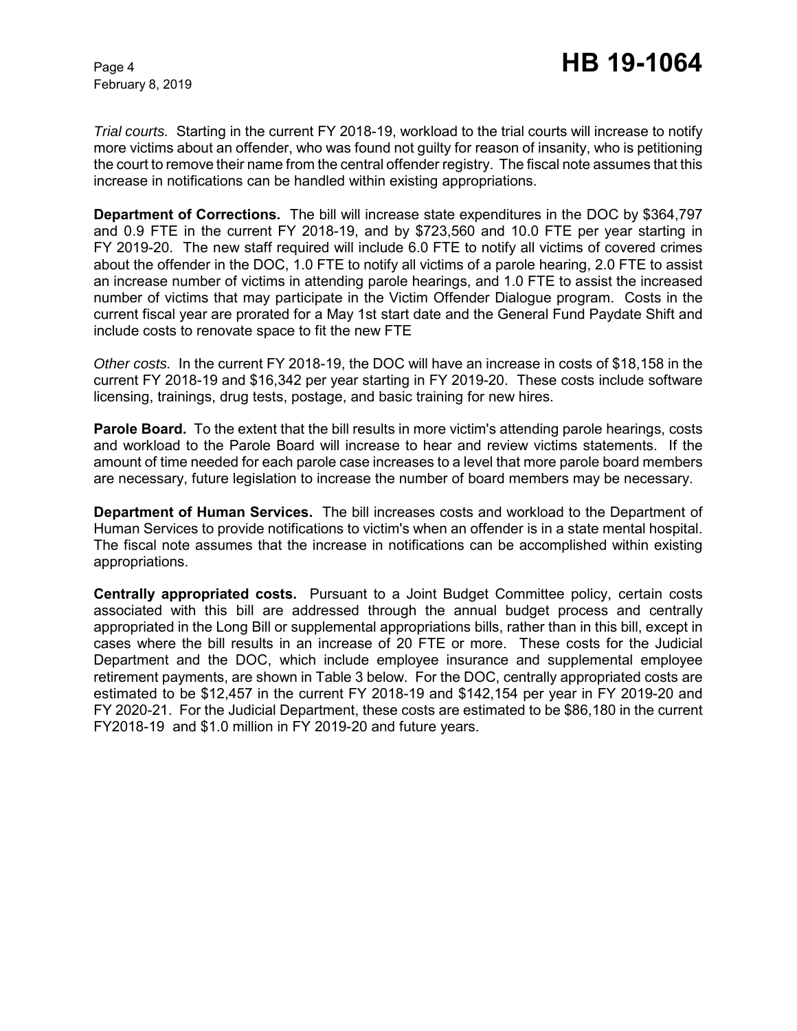*Trial courts.* Starting in the current FY 2018-19, workload to the trial courts will increase to notify more victims about an offender, who was found not guilty for reason of insanity, who is petitioning the court to remove their name from the central offender registry. The fiscal note assumes that this increase in notifications can be handled within existing appropriations.

**Department of Corrections.** The bill will increase state expenditures in the DOC by $364,797 and 0.9 FTE in the current FY 2018-19, and by $723,560 and 10.0 FTE per year starting in FY 2019-20. The new staff required will include 6.0 FTE to notify all victims of covered crimes about the offender in the DOC, 1.0 FTE to notify all victims of a parole hearing, 2.0 FTE to assist an increase number of victims in attending parole hearings, and 1.0 FTE to assist the increased number of victims that may participate in the Victim Offender Dialogue program. Costs in the current fiscal year are prorated for a May 1st start date and the General Fund Paydate Shift and include costs to renovate space to fit the new FTE

*Other costs.* In the current FY 2018-19, the DOC will have an increase in costs of $18,158 in the current FY 2018-19 and $16,342 per year starting in FY 2019-20. These costs include software licensing, trainings, drug tests, postage, and basic training for new hires.

**Parole Board.** To the extent that the bill results in more victim's attending parole hearings, costs and workload to the Parole Board will increase to hear and review victims statements. If the amount of time needed for each parole case increases to a level that more parole board members are necessary, future legislation to increase the number of board members may be necessary.

**Department of Human Services.** The bill increases costs and workload to the Department of Human Services to provide notifications to victim's when an offender is in a state mental hospital. The fiscal note assumes that the increase in notifications can be accomplished within existing appropriations.

**Centrally appropriated costs.** Pursuant to a Joint Budget Committee policy, certain costs associated with this bill are addressed through the annual budget process and centrally appropriated in the Long Bill or supplemental appropriations bills, rather than in this bill, except in cases where the bill results in an increase of 20 FTE or more. These costs for the Judicial Department and the DOC, which include employee insurance and supplemental employee retirement payments, are shown in Table 3 below. For the DOC, centrally appropriated costs are estimated to be $12,457 in the current FY 2018-19 and $142,154 per year in FY 2019-20 and FY 2020-21. For the Judicial Department, these costs are estimated to be $86,180 in the current FY2018-19 and $1.0 million in FY 2019-20 and future years.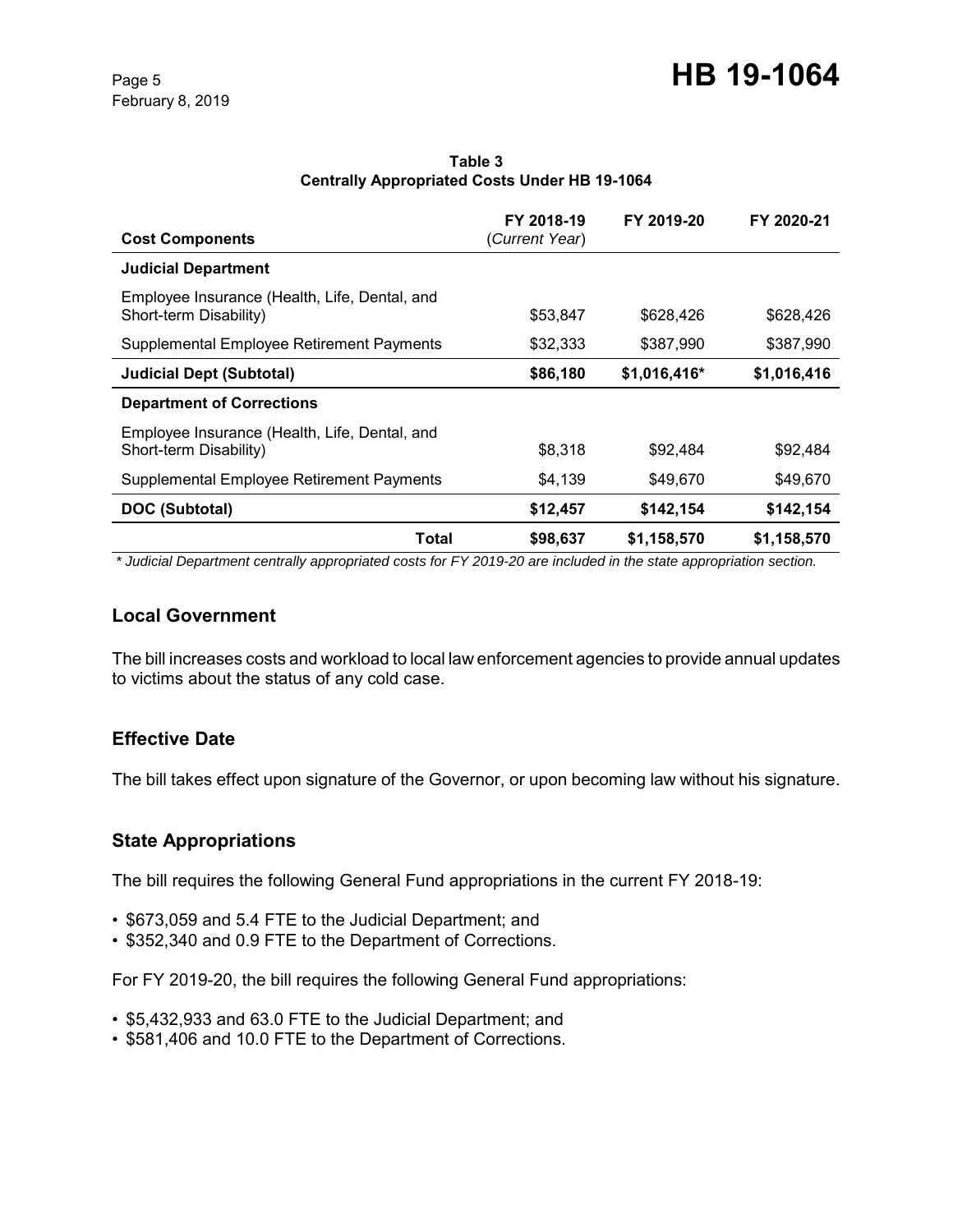**Table 3**
**Centrally Appropriated Costs Under HB 19-1064**

| Cost Components | FY 2018-19 (*Current Year*) | FY 2019-20 | FY 2020-21 |
|---|---|---|---|
| **Judicial Department** | | | |
| Employee Insurance (Health, Life, Dental, and Short-term Disability) | $53,847 | $628,426 | $628,426 |
| Supplemental Employee Retirement Payments | $32,333 | $387,990 | $387,990 |
| **Judicial Dept (Subtotal)** | **$86,180** | **$1,016,416*** | **$1,016,416** |
| **Department of Corrections** | | | |
| Employee Insurance (Health, Life, Dental, and Short-term Disability) | $8,318 | $92,484 | $92,484 |
| Supplemental Employee Retirement Payments | $4,139 | $49,670 | $49,670 |
| **DOC (Subtotal)** | **$12,457** | **$142,154** | **$142,154** |
| **Total** | **$98,637** | **$1,158,570** | **$1,158,570** |

*\* Judicial Department centrally appropriated costs for FY 2019-20 are included in the state appropriation section.*

## Local Government

The bill increases costs and workload to local law enforcement agencies to provide annual updates to victims about the status of any cold case.

## Effective Date

The bill takes effect upon signature of the Governor, or upon becoming law without his signature.

## State Appropriations

The bill requires the following General Fund appropriations in the current FY 2018-19:

- $673,059 and 5.4 FTE to the Judicial Department; and
- $352,340 and 0.9 FTE to the Department of Corrections.

For FY 2019-20, the bill requires the following General Fund appropriations:

- $5,432,933 and 63.0 FTE to the Judicial Department; and
- $581,406 and 10.0 FTE to the Department of Corrections.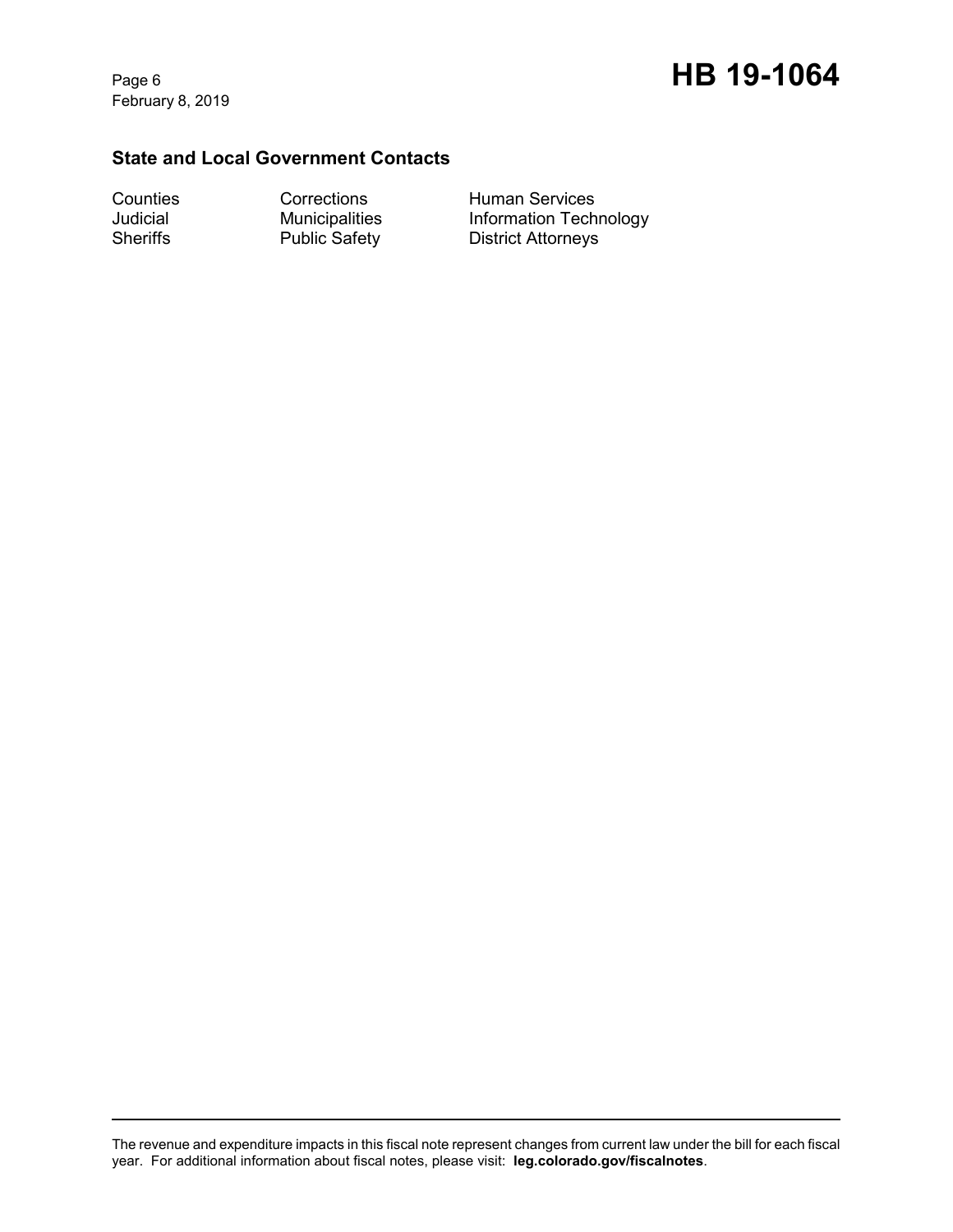## State and Local Government Contacts

| | | |
|---|---|---|
| Counties | Corrections | Human Services |
| Judicial | Municipalities | Information Technology |
| Sheriffs | Public Safety | District Attorneys |

The revenue and expenditure impacts in this fiscal note represent changes from current law under the bill for each fiscal year. For additional information about fiscal notes, please visit: **leg.colorado.gov/fiscalnotes**.